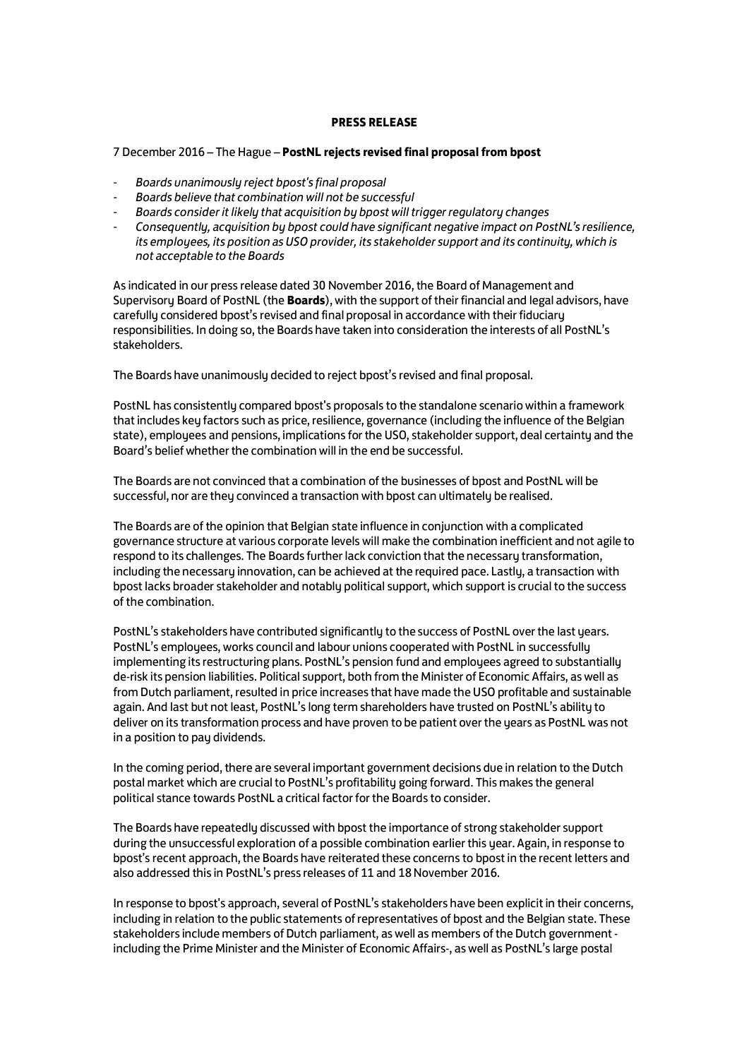# PRESS RELEASE

7 December 2016 – The Hague – **PostNL rejects revised final proposal from bpost**

- *Boards unanimously reject bpost's final proposal*
- *Boards believe that combination will not be successful*
- *Boards consider it likely that acquisition by bpost will trigger regulatory changes*
- *Consequently, acquisition by bpost could have significant negative impact on PostNL's resilience, its employees, its position as USO provider, its stakeholder support and its continuity, which is not acceptable to the Boards*

As indicated in our press release dated 30 November 2016, the Board of Management and Supervisory Board of PostNL (the **Boards**), with the support of their financial and legal advisors, have carefully considered bpost's revised and final proposal in accordance with their fiduciary responsibilities. In doing so, the Boards have taken into consideration the interests of all PostNL's stakeholders.

The Boards have unanimously decided to reject bpost's revised and final proposal.

PostNL has consistently compared bpost's proposals to the standalone scenario within a framework that includes key factors such as price, resilience, governance (including the influence of the Belgian state), employees and pensions, implications for the USO, stakeholder support, deal certainty and the Board's belief whether the combination will in the end be successful.

The Boards are not convinced that a combination of the businesses of bpost and PostNL will be successful, nor are they convinced a transaction with bpost can ultimately be realised.

The Boards are of the opinion that Belgian state influence in conjunction with a complicated governance structure at various corporate levels will make the combination inefficient and not agile to respond to its challenges. The Boards further lack conviction that the necessary transformation, including the necessary innovation, can be achieved at the required pace. Lastly, a transaction with bpost lacks broader stakeholder and notably political support, which support is crucial to the success of the combination.

PostNL's stakeholders have contributed significantly to the success of PostNL over the last years. PostNL's employees, works council and labour unions cooperated with PostNL in successfully implementing its restructuring plans. PostNL's pension fund and employees agreed to substantially de-risk its pension liabilities. Political support, both from the Minister of Economic Affairs, as well as from Dutch parliament, resulted in price increases that have made the USO profitable and sustainable again. And last but not least, PostNL's long term shareholders have trusted on PostNL's ability to deliver on its transformation process and have proven to be patient over the years as PostNL was not in a position to pay dividends.

In the coming period, there are several important government decisions due in relation to the Dutch postal market which are crucial to PostNL's profitability going forward. This makes the general political stance towards PostNL a critical factor for the Boards to consider.

The Boards have repeatedly discussed with bpost the importance of strong stakeholder support during the unsuccessful exploration of a possible combination earlier this year. Again, in response to bpost's recent approach, the Boards have reiterated these concerns to bpost in the recent letters and also addressed this in PostNL's press releases of 11 and 18 November 2016.

In response to bpost's approach, several of PostNL's stakeholders have been explicit in their concerns, including in relation to the public statements of representatives of bpost and the Belgian state. These stakeholders include members of Dutch parliament, as well as members of the Dutch government - including the Prime Minister and the Minister of Economic Affairs-, as well as PostNL's large postal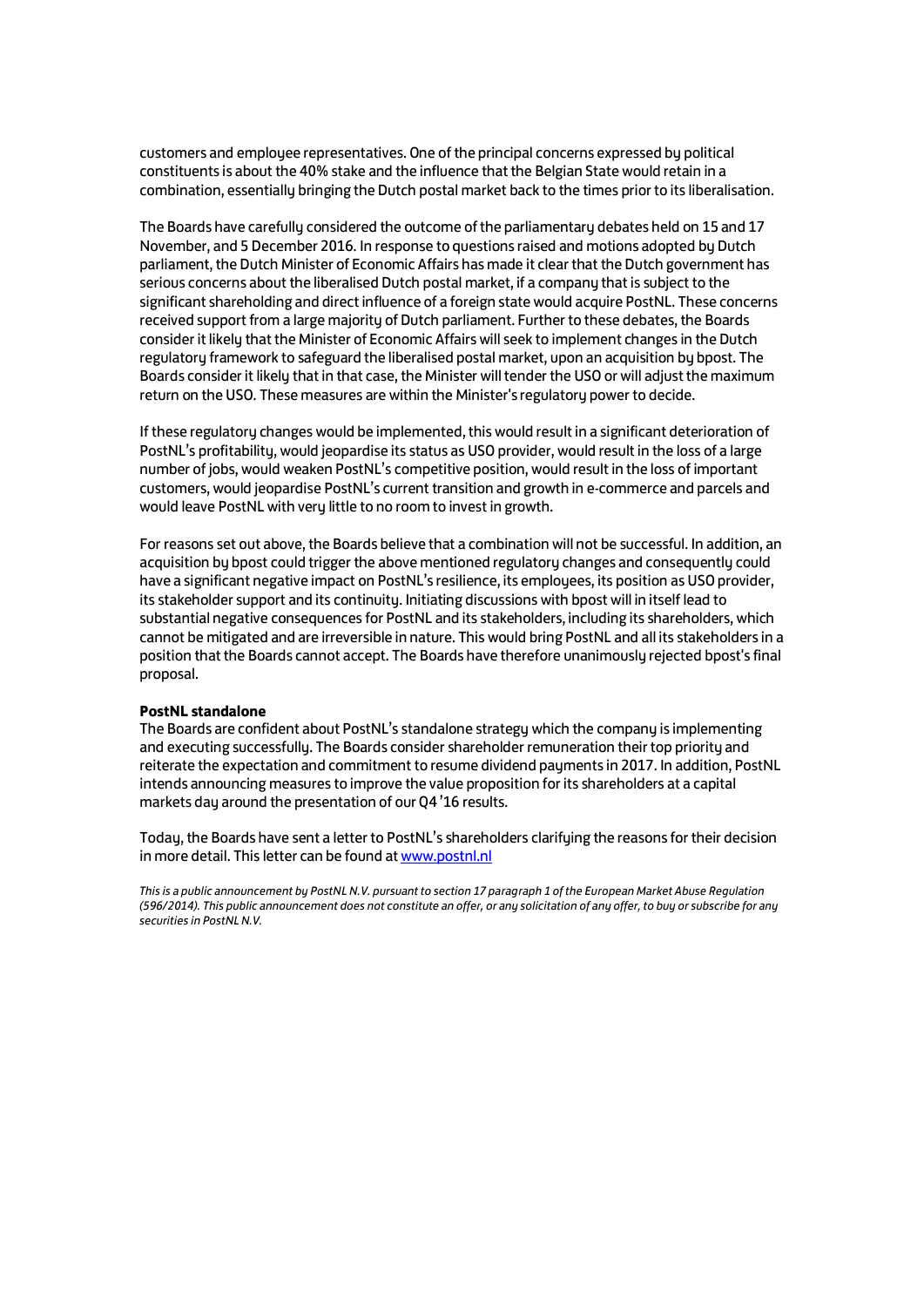customers and employee representatives. One of the principal concerns expressed by political constituents is about the 40% stake and the influence that the Belgian State would retain in a combination, essentially bringing the Dutch postal market back to the times prior to its liberalisation.

The Boards have carefully considered the outcome of the parliamentary debates held on 15 and 17 November, and 5 December 2016. In response to questions raised and motions adopted by Dutch parliament, the Dutch Minister of Economic Affairs has made it clear that the Dutch government has serious concerns about the liberalised Dutch postal market, if a company that is subject to the significant shareholding and direct influence of a foreign state would acquire PostNL. These concerns received support from a large majority of Dutch parliament. Further to these debates, the Boards consider it likely that the Minister of Economic Affairs will seek to implement changes in the Dutch regulatory framework to safeguard the liberalised postal market, upon an acquisition by bpost. The Boards consider it likely that in that case, the Minister will tender the USO or will adjust the maximum return on the USO. These measures are within the Minister's regulatory power to decide.

If these regulatory changes would be implemented, this would result in a significant deterioration of PostNL's profitability, would jeopardise its status as USO provider, would result in the loss of a large number of jobs, would weaken PostNL's competitive position, would result in the loss of important customers, would jeopardise PostNL's current transition and growth in e-commerce and parcels and would leave PostNL with very little to no room to invest in growth.

For reasons set out above, the Boards believe that a combination will not be successful. In addition, an acquisition by bpost could trigger the above mentioned regulatory changes and consequently could have a significant negative impact on PostNL's resilience, its employees, its position as USO provider, its stakeholder support and its continuity. Initiating discussions with bpost will in itself lead to substantial negative consequences for PostNL and its stakeholders, including its shareholders, which cannot be mitigated and are irreversible in nature. This would bring PostNL and all its stakeholders in a position that the Boards cannot accept. The Boards have therefore unanimously rejected bpost's final proposal.

**PostNL standalone**

The Boards are confident about PostNL's standalone strategy which the company is implementing and executing successfully. The Boards consider shareholder remuneration their top priority and reiterate the expectation and commitment to resume dividend payments in 2017. In addition, PostNL intends announcing measures to improve the value proposition for its shareholders at a capital markets day around the presentation of our Q4 '16 results.

Today, the Boards have sent a letter to PostNL's shareholders clarifying the reasons for their decision in more detail. This letter can be found at [www.postnl.nl](www.postnl.nl)

*This is a public announcement by PostNL N.V. pursuant to section 17 paragraph 1 of the European Market Abuse Regulation (596/2014). This public announcement does not constitute an offer, or any solicitation of any offer, to buy or subscribe for any securities in PostNL N.V.*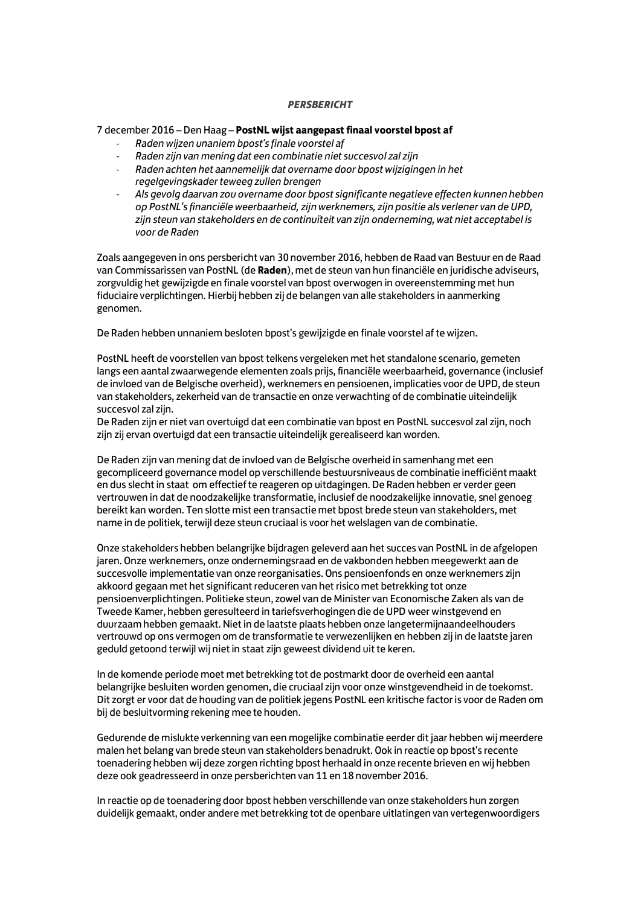***PERSBERICHT***

7 december 2016 – Den Haag – **PostNL wijst aangepast finaal voorstel bpost af**

- *Raden wijzen unaniem bpost's finale voorstel af*
- *Raden zijn van mening dat een combinatie niet succesvol zal zijn*
- *Raden achten het aannemelijk dat overname door bpost wijzigingen in het regelgevingskader teweeg zullen brengen*
- *Als gevolg daarvan zou overname door bpost significante negatieve effecten kunnen hebben op PostNL's financiële weerbaarheid, zijn werknemers, zijn positie als verlener van de UPD, zijn steun van stakeholders en de continuïteit van zijn onderneming, wat niet acceptabel is voor de Raden*

Zoals aangegeven in ons persbericht van 30 november 2016, hebben de Raad van Bestuur en de Raad van Commissarissen van PostNL (de **Raden**), met de steun van hun financiële en juridische adviseurs, zorgvuldig het gewijzigde en finale voorstel van bpost overwogen in overeenstemming met hun fiduciaire verplichtingen. Hierbij hebben zij de belangen van alle stakeholders in aanmerking genomen.

De Raden hebben unnaniem besloten bpost's gewijzigde en finale voorstel af te wijzen.

PostNL heeft de voorstellen van bpost telkens vergeleken met het standalone scenario, gemeten langs een aantal zwaarwegende elementen zoals prijs, financiële weerbaarheid, governance (inclusief de invloed van de Belgische overheid), werknemers en pensioenen, implicaties voor de UPD, de steun van stakeholders, zekerheid van de transactie en onze verwachting of de combinatie uiteindelijk succesvol zal zijn.
De Raden zijn er niet van overtuigd dat een combinatie van bpost en PostNL succesvol zal zijn, noch zijn zij ervan overtuigd dat een transactie uiteindelijk gerealiseerd kan worden.

De Raden zijn van mening dat de invloed van de Belgische overheid in samenhang met een gecompliceerd governance model op verschillende bestuursniveaus de combinatie inefficiënt maakt en dus slecht in staat om effectief te reageren op uitdagingen. De Raden hebben er verder geen vertrouwen in dat de noodzakelijke transformatie, inclusief de noodzakelijke innovatie, snel genoeg bereikt kan worden. Ten slotte mist een transactie met bpost brede steun van stakeholders, met name in de politiek, terwijl deze steun cruciaal is voor het welslagen van de combinatie.

Onze stakeholders hebben belangrijke bijdragen geleverd aan het succes van PostNL in de afgelopen jaren. Onze werknemers, onze ondernemingsraad en de vakbonden hebben meegewerkt aan de succesvolle implementatie van onze reorganisaties. Ons pensioenfonds en onze werknemers zijn akkoord gegaan met het significant reduceren van het risico met betrekking tot onze pensioenverplichtingen. Politieke steun, zowel van de Minister van Economische Zaken als van de Tweede Kamer, hebben geresulteerd in tariefsverhogingen die de UPD weer winstgevend en duurzaam hebben gemaakt. Niet in de laatste plaats hebben onze langetermijnaandeelhouders vertrouwd op ons vermogen om de transformatie te verwezenlijken en hebben zij in de laatste jaren geduld getoond terwijl wij niet in staat zijn geweest dividend uit te keren.

In de komende periode moet met betrekking tot de postmarkt door de overheid een aantal belangrijke besluiten worden genomen, die cruciaal zijn voor onze winstgevendheid in de toekomst. Dit zorgt er voor dat de houding van de politiek jegens PostNL een kritische factor is voor de Raden om bij de besluitvorming rekening mee te houden.

Gedurende de mislukte verkenning van een mogelijke combinatie eerder dit jaar hebben wij meerdere malen het belang van brede steun van stakeholders benadrukt. Ook in reactie op bpost's recente toenadering hebben wij deze zorgen richting bpost herhaald in onze recente brieven en wij hebben deze ook geadresseerd in onze persberichten van 11 en 18 november 2016.

In reactie op de toenadering door bpost hebben verschillende van onze stakeholders hun zorgen duidelijk gemaakt, onder andere met betrekking tot de openbare uitlatingen van vertegenwoordigers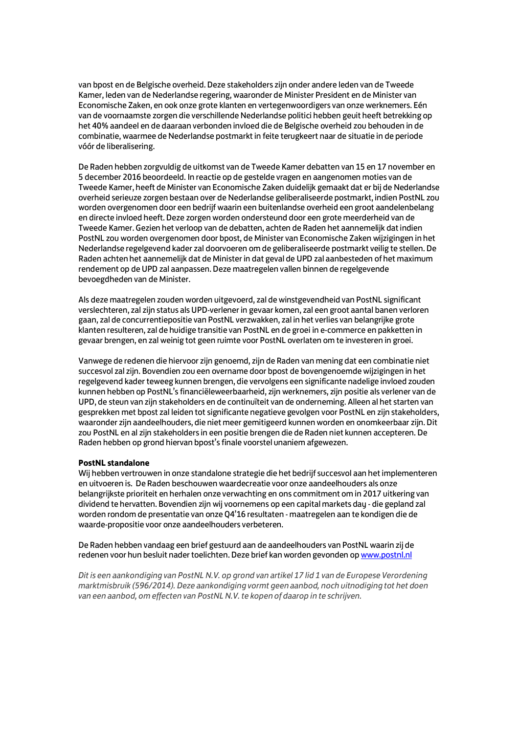van bpost en de Belgische overheid. Deze stakeholders zijn onder andere leden van de Tweede Kamer, leden van de Nederlandse regering, waaronder de Minister President en de Minister van Economische Zaken, en ook onze grote klanten en vertegenwoordigers van onze werknemers. Eén van de voornaamste zorgen die verschillende Nederlandse politici hebben geuit heeft betrekking op het 40% aandeel en de daaraan verbonden invloed die de Belgische overheid zou behouden in de combinatie, waarmee de Nederlandse postmarkt in feite terugkeert naar de situatie in de periode vóór de liberalisering.

De Raden hebben zorgvuldig de uitkomst van de Tweede Kamer debatten van 15 en 17 november en 5 december 2016 beoordeeld. In reactie op de gestelde vragen en aangenomen moties van de Tweede Kamer, heeft de Minister van Economische Zaken duidelijk gemaakt dat er bij de Nederlandse overheid serieuze zorgen bestaan over de Nederlandse geliberaliseerde postmarkt, indien PostNL zou worden overgenomen door een bedrijf waarin een buitenlandse overheid een groot aandelenbelang en directe invloed heeft. Deze zorgen worden ondersteund door een grote meerderheid van de Tweede Kamer. Gezien het verloop van de debatten, achten de Raden het aannemelijk dat indien PostNL zou worden overgenomen door bpost, de Minister van Economische Zaken wijzigingen in het Nederlandse regelgevend kader zal doorvoeren om de geliberaliseerde postmarkt veilig te stellen. De Raden achten het aannemelijk dat de Minister in dat geval de UPD zal aanbesteden of het maximum rendement op de UPD zal aanpassen. Deze maatregelen vallen binnen de regelgevende bevoegdheden van de Minister.

Als deze maatregelen zouden worden uitgevoerd, zal de winstgevendheid van PostNL significant verslechteren, zal zijn status als UPD-verlener in gevaar komen, zal een groot aantal banen verloren gaan, zal de concurrentiepositie van PostNL verzwakken, zal in het verlies van belangrijke grote klanten resulteren, zal de huidige transitie van PostNL en de groei in e-commerce en pakketten in gevaar brengen, en zal weinig tot geen ruimte voor PostNL overlaten om te investeren in groei.

Vanwege de redenen die hiervoor zijn genoemd, zijn de Raden van mening dat een combinatie niet succesvol zal zijn. Bovendien zou een overname door bpost de bovengenoemde wijzigingen in het regelgevend kader teweeg kunnen brengen, die vervolgens een significante nadelige invloed zouden kunnen hebben op PostNL's financiëleweerbaarheid, zijn werknemers, zijn positie als verlener van de UPD, de steun van zijn stakeholders en de continuïteit van de onderneming. Alleen al het starten van gesprekken met bpost zal leiden tot significante negatieve gevolgen voor PostNL en zijn stakeholders, waaronder zijn aandeelhouders, die niet meer gemitigeerd kunnen worden en onomkeerbaar zijn. Dit zou PostNL en al zijn stakeholders in een positie brengen die de Raden niet kunnen accepteren. De Raden hebben op grond hiervan bpost's finale voorstel unaniem afgewezen.

**PostNL standalone**

Wij hebben vertrouwen in onze standalone strategie die het bedrijf succesvol aan het implementeren en uitvoeren is. De Raden beschouwen waardecreatie voor onze aandeelhouders als onze belangrijkste prioriteit en herhalen onze verwachting en ons commitment om in 2017 uitkering van dividend te hervatten. Bovendien zijn wij voornemens op een capital markets day - die gepland zal worden rondom de presentatie van onze Q4'16 resultaten - maatregelen aan te kondigen die de waarde-propositie voor onze aandeelhouders verbeteren.

De Raden hebben vandaag een brief gestuurd aan de aandeelhouders van PostNL waarin zij de redenen voor hun besluit nader toelichten. Deze brief kan worden gevonden op [www.postnl.nl](www.postnl.nl)

*Dit is een aankondiging van PostNL N.V. op grond van artikel 17 lid 1 van de Europese Verordening marktmisbruik (596/2014). Deze aankondiging vormt geen aanbod, noch uitnodiging tot het doen van een aanbod, om effecten van PostNL N.V. te kopen of daarop in te schrijven.*